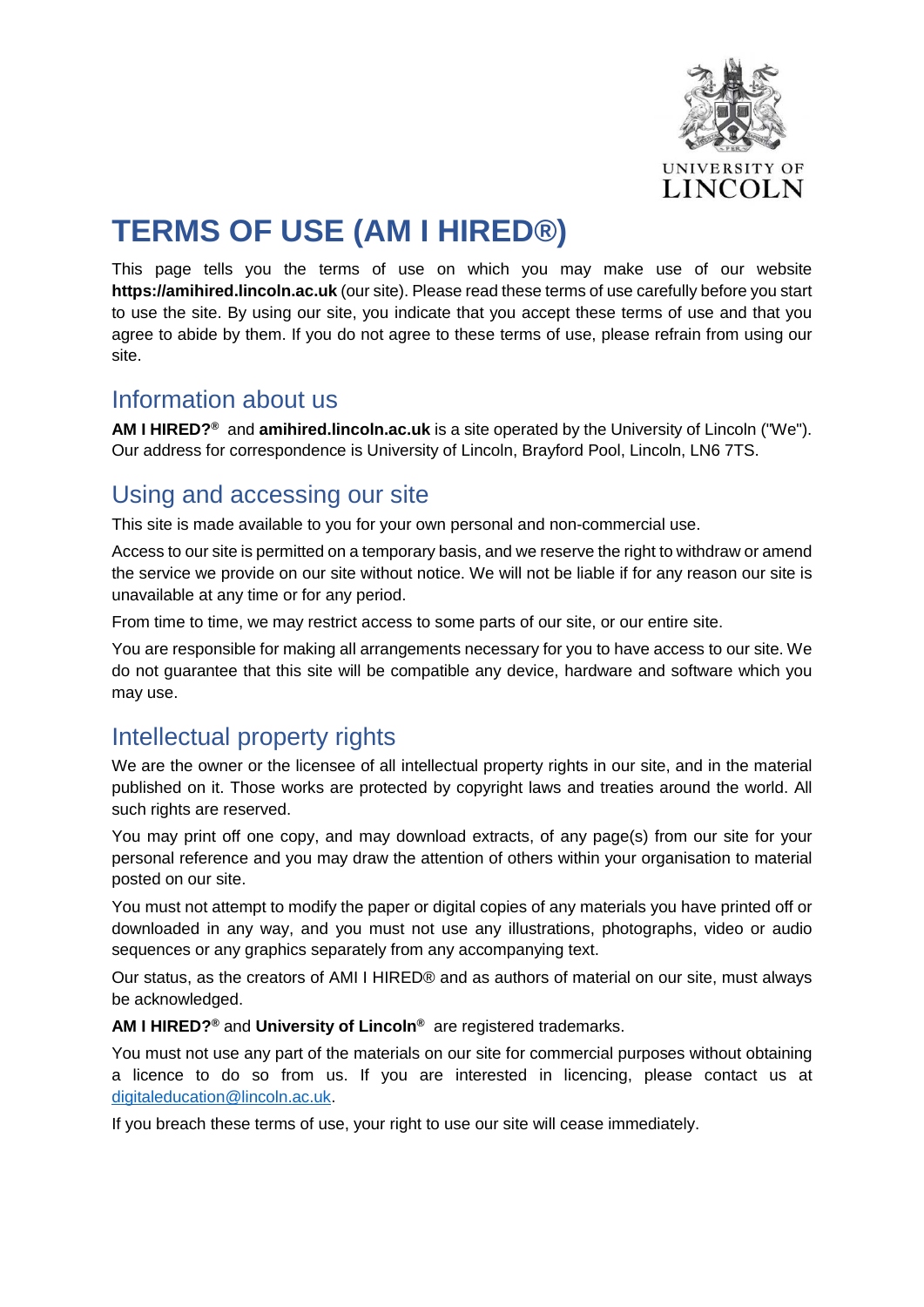# TERMS OF USE (AM I HIRED®)

This page tells you the terms of use on which you may make use of our website **https://amihired.lincoln.ac.uk** (our site). Please read these terms of use carefully before you start to use the site. By using our site, you indicate that you accept these terms of use and that you agree to abide by them. If you do not agree to these terms of use, please refrain from using our site.

## Information about us

**AM I HIRED?®** and **amihired.lincoln.ac.uk** is a site operated by the University of Lincoln ("We"). Our address for correspondence is University of Lincoln, Brayford Pool, Lincoln, LN6 7TS.

## Using and accessing our site

This site is made available to you for your own personal and non-commercial use.

Access to our site is permitted on a temporary basis, and we reserve the right to withdraw or amend the service we provide on our site without notice. We will not be liable if for any reason our site is unavailable at any time or for any period.

From time to time, we may restrict access to some parts of our site, or our entire site.

You are responsible for making all arrangements necessary for you to have access to our site. We do not guarantee that this site will be compatible any device, hardware and software which you may use.

## Intellectual property rights

We are the owner or the licensee of all intellectual property rights in our site, and in the material published on it. Those works are protected by copyright laws and treaties around the world. All such rights are reserved.

You may print off one copy, and may download extracts, of any page(s) from our site for your personal reference and you may draw the attention of others within your organisation to material posted on our site.

You must not attempt to modify the paper or digital copies of any materials you have printed off or downloaded in any way, and you must not use any illustrations, photographs, video or audio sequences or any graphics separately from any accompanying text.

Our status, as the creators of AMI I HIRED® and as authors of material on our site, must always be acknowledged.

**AM I HIRED?®** and **University of Lincoln®** are registered trademarks.

You must not use any part of the materials on our site for commercial purposes without obtaining a licence to do so from us. If you are interested in licencing, please contact us at digitaleducation@lincoln.ac.uk.

If you breach these terms of use, your right to use our site will cease immediately.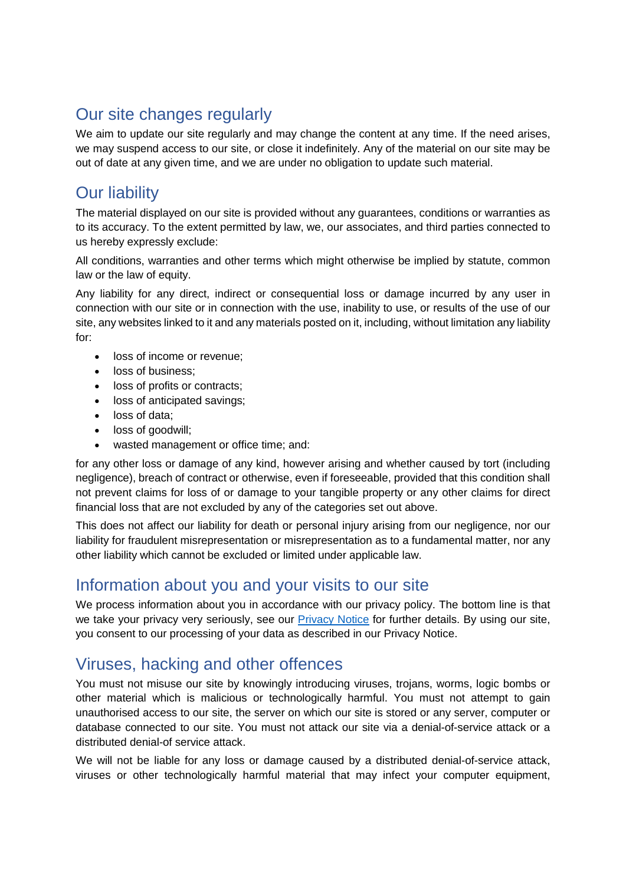## Our site changes regularly

We aim to update our site regularly and may change the content at any time. If the need arises, we may suspend access to our site, or close it indefinitely. Any of the material on our site may be out of date at any given time, and we are under no obligation to update such material.

## Our liability

The material displayed on our site is provided without any guarantees, conditions or warranties as to its accuracy. To the extent permitted by law, we, our associates, and third parties connected to us hereby expressly exclude:

All conditions, warranties and other terms which might otherwise be implied by statute, common law or the law of equity.

Any liability for any direct, indirect or consequential loss or damage incurred by any user in connection with our site or in connection with the use, inability to use, or results of the use of our site, any websites linked to it and any materials posted on it, including, without limitation any liability for:

- loss of income or revenue;
- loss of business;
- loss of profits or contracts;
- loss of anticipated savings;
- loss of data;
- loss of goodwill;
- wasted management or office time; and:

for any other loss or damage of any kind, however arising and whether caused by tort (including negligence), breach of contract or otherwise, even if foreseeable, provided that this condition shall not prevent claims for loss of or damage to your tangible property or any other claims for direct financial loss that are not excluded by any of the categories set out above.

This does not affect our liability for death or personal injury arising from our negligence, nor our liability for fraudulent misrepresentation or misrepresentation as to a fundamental matter, nor any other liability which cannot be excluded or limited under applicable law.

## Information about you and your visits to our site

We process information about you in accordance with our privacy policy. The bottom line is that we take your privacy very seriously, see our Privacy Notice for further details. By using our site, you consent to our processing of your data as described in our Privacy Notice.

## Viruses, hacking and other offences

You must not misuse our site by knowingly introducing viruses, trojans, worms, logic bombs or other material which is malicious or technologically harmful. You must not attempt to gain unauthorised access to our site, the server on which our site is stored or any server, computer or database connected to our site. You must not attack our site via a denial-of-service attack or a distributed denial-of service attack.

We will not be liable for any loss or damage caused by a distributed denial-of-service attack, viruses or other technologically harmful material that may infect your computer equipment,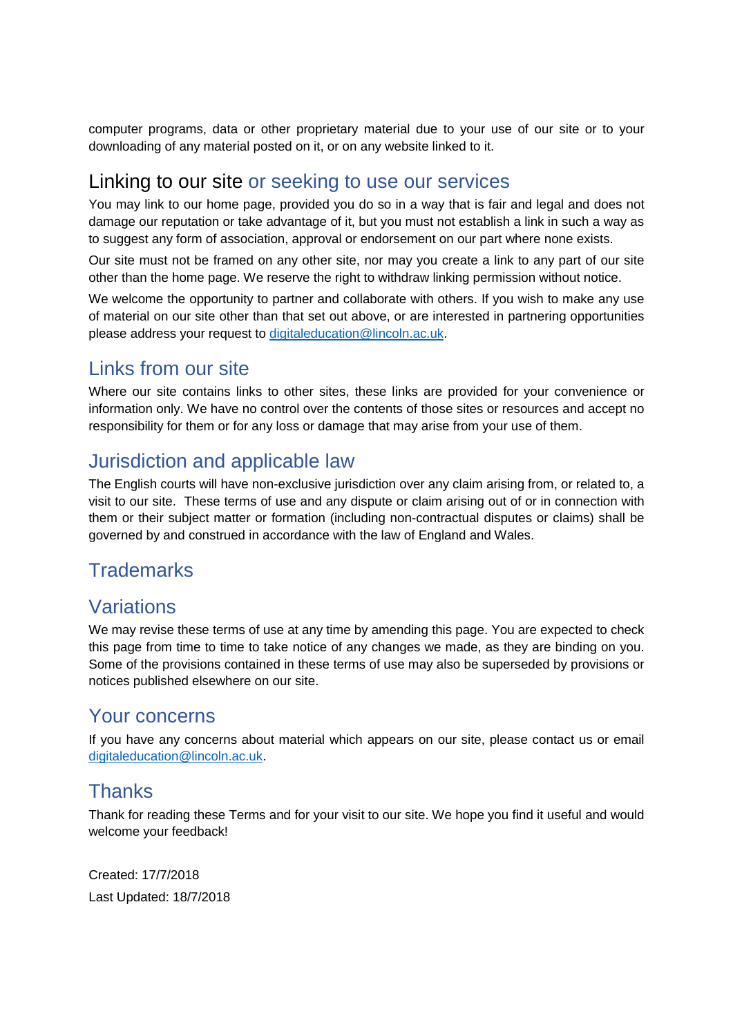computer programs, data or other proprietary material due to your use of our site or to your downloading of any material posted on it, or on any website linked to it.

## Linking to our site or seeking to use our services

You may link to our home page, provided you do so in a way that is fair and legal and does not damage our reputation or take advantage of it, but you must not establish a link in such a way as to suggest any form of association, approval or endorsement on our part where none exists.

Our site must not be framed on any other site, nor may you create a link to any part of our site other than the home page. We reserve the right to withdraw linking permission without notice.

We welcome the opportunity to partner and collaborate with others. If you wish to make any use of material on our site other than that set out above, or are interested in partnering opportunities please address your request to [digitaleducation@lincoln.ac.uk](mailto:digitaleducation@lincoln.ac.uk).

## Links from our site

Where our site contains links to other sites, these links are provided for your convenience or information only. We have no control over the contents of those sites or resources and accept no responsibility for them or for any loss or damage that may arise from your use of them.

## Jurisdiction and applicable law

The English courts will have non-exclusive jurisdiction over any claim arising from, or related to, a visit to our site. These terms of use and any dispute or claim arising out of or in connection with them or their subject matter or formation (including non-contractual disputes or claims) shall be governed by and construed in accordance with the law of England and Wales.

## Trademarks

## Variations

We may revise these terms of use at any time by amending this page. You are expected to check this page from time to time to take notice of any changes we made, as they are binding on you. Some of the provisions contained in these terms of use may also be superseded by provisions or notices published elsewhere on our site.

## Your concerns

If you have any concerns about material which appears on our site, please contact us or email [digitaleducation@lincoln.ac.uk](mailto:digitaleducation@lincoln.ac.uk).

## Thanks

Thank for reading these Terms and for your visit to our site. We hope you find it useful and would welcome your feedback!

Created: 17/7/2018

Last Updated: 18/7/2018